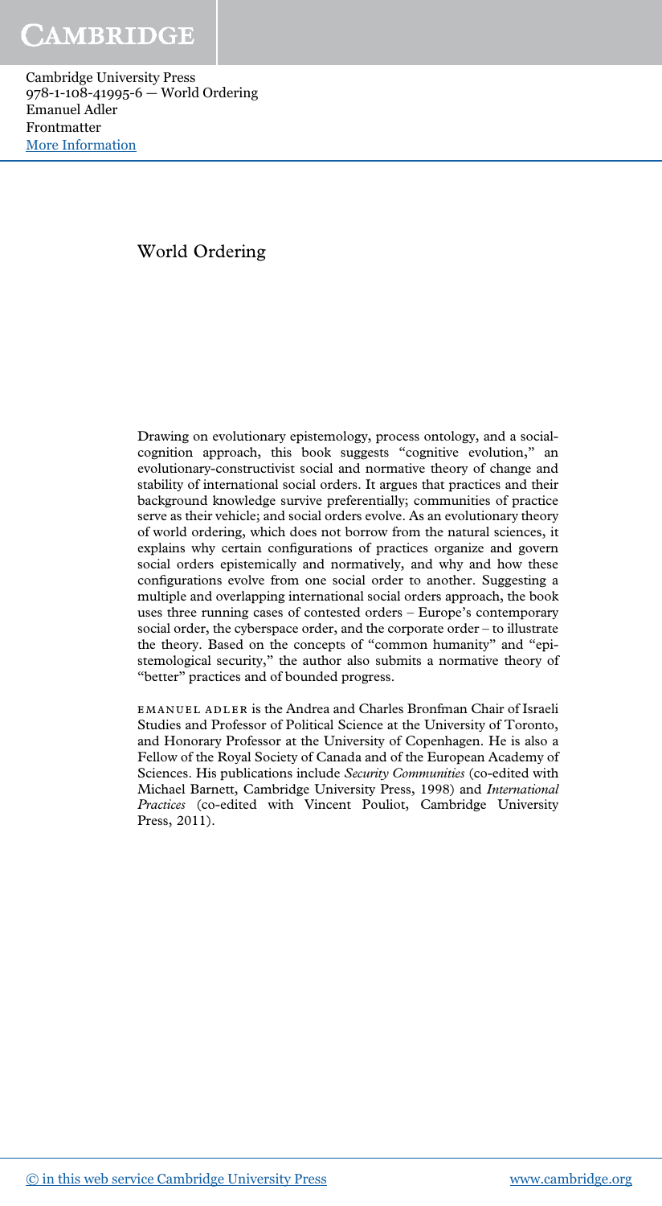# World Ordering

Drawing on evolutionary epistemology, process ontology, and a social-cognition approach, this book suggests "cognitive evolution," an evolutionary-constructivist social and normative theory of change and stability of international social orders. It argues that practices and their background knowledge survive preferentially; communities of practice serve as their vehicle; and social orders evolve. As an evolutionary theory of world ordering, which does not borrow from the natural sciences, it explains why certain configurations of practices organize and govern social orders epistemically and normatively, and why and how these configurations evolve from one social order to another. Suggesting a multiple and overlapping international social orders approach, the book uses three running cases of contested orders – Europe's contemporary social order, the cyberspace order, and the corporate order – to illustrate the theory. Based on the concepts of "common humanity" and "epistemological security," the author also submits a normative theory of "better" practices and of bounded progress.

EMANUEL ADLER is the Andrea and Charles Bronfman Chair of Israeli Studies and Professor of Political Science at the University of Toronto, and Honorary Professor at the University of Copenhagen. He is also a Fellow of the Royal Society of Canada and of the European Academy of Sciences. His publications include *Security Communities* (co-edited with Michael Barnett, Cambridge University Press, 1998) and *International Practices* (co-edited with Vincent Pouliot, Cambridge University Press, 2011).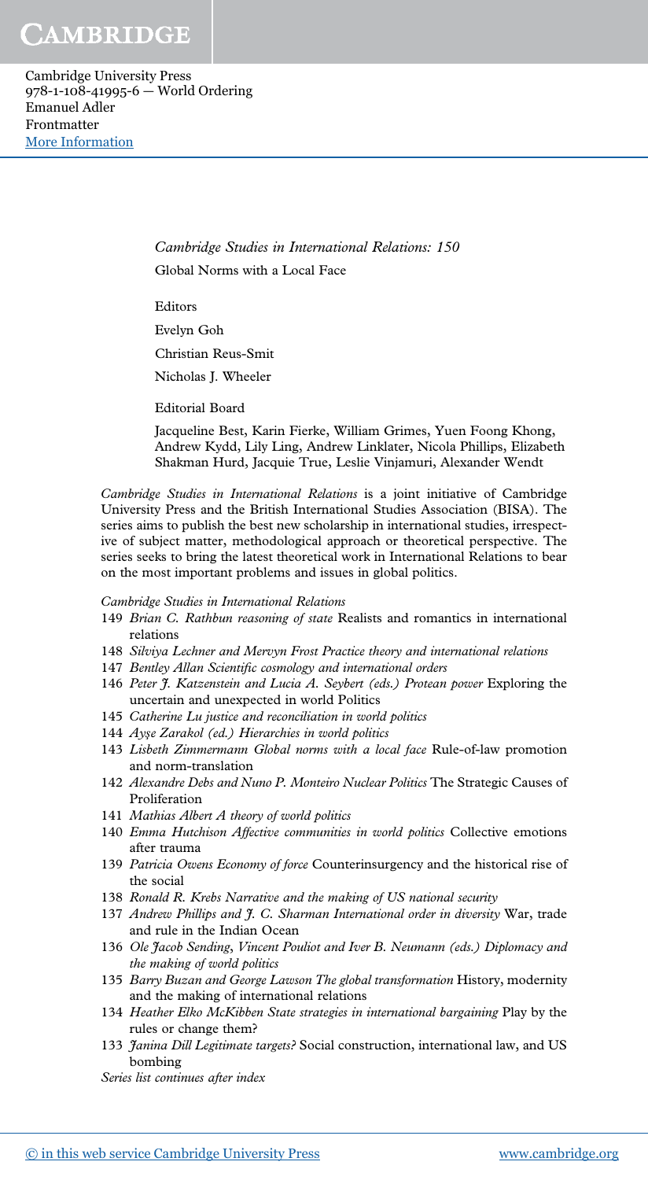*Cambridge Studies in International Relations: 150*

Global Norms with a Local Face

Editors

Evelyn Goh

Christian Reus-Smit

Nicholas J. Wheeler

Editorial Board

Jacqueline Best, Karin Fierke, William Grimes, Yuen Foong Khong, Andrew Kydd, Lily Ling, Andrew Linklater, Nicola Phillips, Elizabeth Shakman Hurd, Jacquie True, Leslie Vinjamuri, Alexander Wendt

*Cambridge Studies in International Relations* is a joint initiative of Cambridge University Press and the British International Studies Association (BISA). The series aims to publish the best new scholarship in international studies, irrespective of subject matter, methodological approach or theoretical perspective. The series seeks to bring the latest theoretical work in International Relations to bear on the most important problems and issues in global politics.

*Cambridge Studies in International Relations*

149 *Brian C. Rathbun reasoning of state* Realists and romantics in international relations

148 *Silviya Lechner and Mervyn Frost Practice theory and international relations*

147 *Bentley Allan Scientific cosmology and international orders*

146 *Peter J. Katzenstein and Lucia A. Seybert (eds.) Protean power* Exploring the uncertain and unexpected in world Politics

145 *Catherine Lu justice and reconciliation in world politics*

144 *Ayşe Zarakol (ed.) Hierarchies in world politics*

143 *Lisbeth Zimmermann Global norms with a local face* Rule-of-law promotion and norm-translation

142 *Alexandre Debs and Nuno P. Monteiro Nuclear Politics* The Strategic Causes of Proliferation

141 *Mathias Albert A theory of world politics*

140 *Emma Hutchison Affective communities in world politics* Collective emotions after trauma

139 *Patricia Owens Economy of force* Counterinsurgency and the historical rise of the social

138 *Ronald R. Krebs Narrative and the making of US national security*

137 *Andrew Phillips and J. C. Sharman International order in diversity* War, trade and rule in the Indian Ocean

136 *Ole Jacob Sending, Vincent Pouliot and Iver B. Neumann (eds.) Diplomacy and the making of world politics*

135 *Barry Buzan and George Lawson The global transformation* History, modernity and the making of international relations

134 *Heather Elko McKibben State strategies in international bargaining* Play by the rules or change them?

133 *Janina Dill Legitimate targets?* Social construction, international law, and US bombing

*Series list continues after index*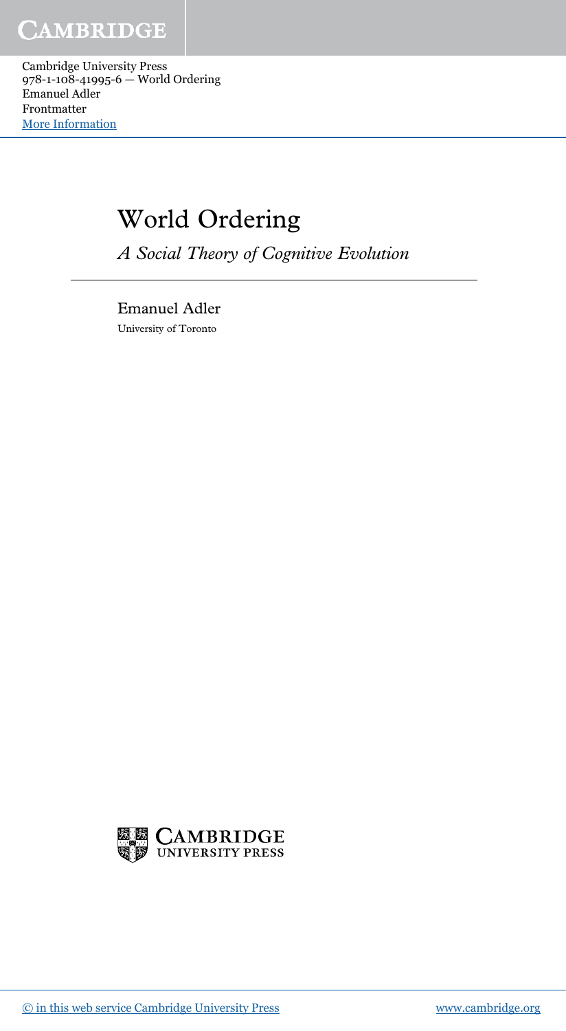# World Ordering

*A Social Theory of Cognitive Evolution*

Emanuel Adler

University of Toronto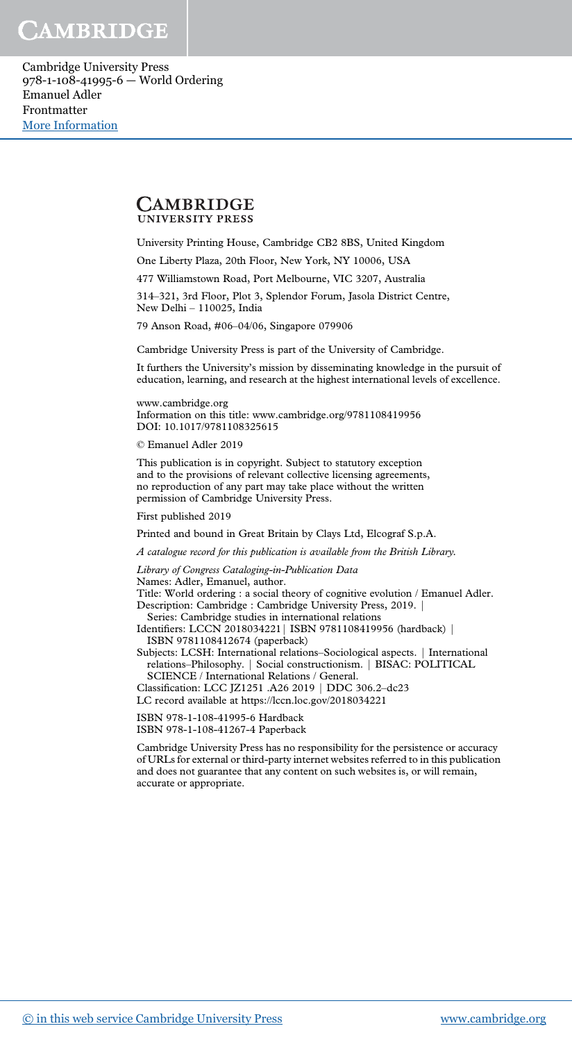CAMBRIDGE
UNIVERSITY PRESS

University Printing House, Cambridge CB2 8BS, United Kingdom

One Liberty Plaza, 20th Floor, New York, NY 10006, USA

477 Williamstown Road, Port Melbourne, VIC 3207, Australia

314–321, 3rd Floor, Plot 3, Splendor Forum, Jasola District Centre, New Delhi – 110025, India

79 Anson Road, #06–04/06, Singapore 079906

Cambridge University Press is part of the University of Cambridge.

It furthers the University's mission by disseminating knowledge in the pursuit of education, learning, and research at the highest international levels of excellence.

www.cambridge.org
Information on this title: www.cambridge.org/9781108419956
DOI: 10.1017/9781108325615

© Emanuel Adler 2019

This publication is in copyright. Subject to statutory exception and to the provisions of relevant collective licensing agreements, no reproduction of any part may take place without the written permission of Cambridge University Press.

First published 2019

Printed and bound in Great Britain by Clays Ltd, Elcograf S.p.A.

*A catalogue record for this publication is available from the British Library.*

*Library of Congress Cataloging-in-Publication Data*
Names: Adler, Emanuel, author.
Title: World ordering : a social theory of cognitive evolution / Emanuel Adler.
Description: Cambridge : Cambridge University Press, 2019. | Series: Cambridge studies in international relations
Identifiers: LCCN 2018034221| ISBN 9781108419956 (hardback) | ISBN 9781108412674 (paperback)
Subjects: LCSH: International relations–Sociological aspects. | International relations–Philosophy. | Social constructionism. | BISAC: POLITICAL SCIENCE / International Relations / General.
Classification: LCC JZ1251 .A26 2019 | DDC 306.2–dc23
LC record available at https://lccn.loc.gov/2018034221

ISBN 978-1-108-41995-6 Hardback
ISBN 978-1-108-41267-4 Paperback

Cambridge University Press has no responsibility for the persistence or accuracy of URLs for external or third-party internet websites referred to in this publication and does not guarantee that any content on such websites is, or will remain, accurate or appropriate.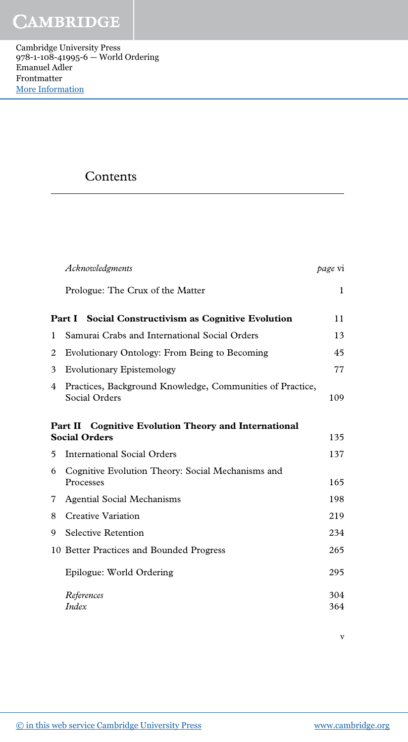# Contents

| | | |
|---|---|---|
| | *Acknowledgments* | *page* vi |
| | Prologue: The Crux of the Matter | 1 |
| **Part I** | **Social Constructivism as Cognitive Evolution** | 11 |
| 1 | Samurai Crabs and International Social Orders | 13 |
| 2 | Evolutionary Ontology: From Being to Becoming | 45 |
| 3 | Evolutionary Epistemology | 77 |
| 4 | Practices, Background Knowledge, Communities of Practice, Social Orders | 109 |
| **Part II** | **Cognitive Evolution Theory and International Social Orders** | 135 |
| 5 | International Social Orders | 137 |
| 6 | Cognitive Evolution Theory: Social Mechanisms and Processes | 165 |
| 7 | Agential Social Mechanisms | 198 |
| 8 | Creative Variation | 219 |
| 9 | Selective Retention | 234 |
| 10 | Better Practices and Bounded Progress | 265 |
| | Epilogue: World Ordering | 295 |
| | *References* | 304 |
| | *Index* | 364 |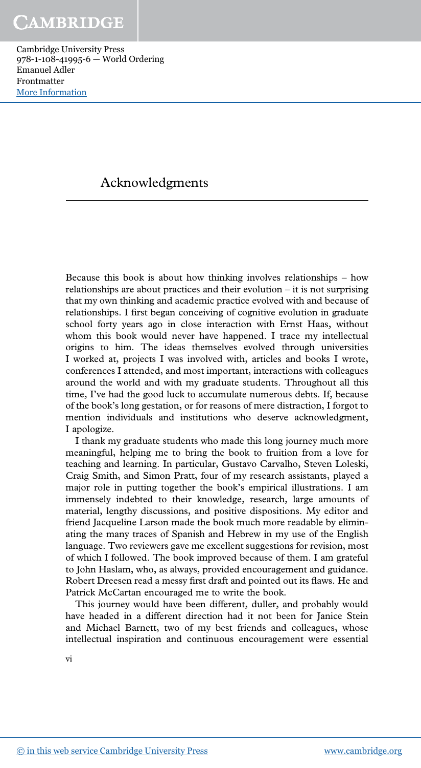# Acknowledgments

Because this book is about how thinking involves relationships – how relationships are about practices and their evolution – it is not surprising that my own thinking and academic practice evolved with and because of relationships. I first began conceiving of cognitive evolution in graduate school forty years ago in close interaction with Ernst Haas, without whom this book would never have happened. I trace my intellectual origins to him. The ideas themselves evolved through universities I worked at, projects I was involved with, articles and books I wrote, conferences I attended, and most important, interactions with colleagues around the world and with my graduate students. Throughout all this time, I've had the good luck to accumulate numerous debts. If, because of the book's long gestation, or for reasons of mere distraction, I forgot to mention individuals and institutions who deserve acknowledgment, I apologize.

I thank my graduate students who made this long journey much more meaningful, helping me to bring the book to fruition from a love for teaching and learning. In particular, Gustavo Carvalho, Steven Loleski, Craig Smith, and Simon Pratt, four of my research assistants, played a major role in putting together the book's empirical illustrations. I am immensely indebted to their knowledge, research, large amounts of material, lengthy discussions, and positive dispositions. My editor and friend Jacqueline Larson made the book much more readable by eliminating the many traces of Spanish and Hebrew in my use of the English language. Two reviewers gave me excellent suggestions for revision, most of which I followed. The book improved because of them. I am grateful to John Haslam, who, as always, provided encouragement and guidance. Robert Dreesen read a messy first draft and pointed out its flaws. He and Patrick McCartan encouraged me to write the book.

This journey would have been different, duller, and probably would have headed in a different direction had it not been for Janice Stein and Michael Barnett, two of my best friends and colleagues, whose intellectual inspiration and continuous encouragement were essential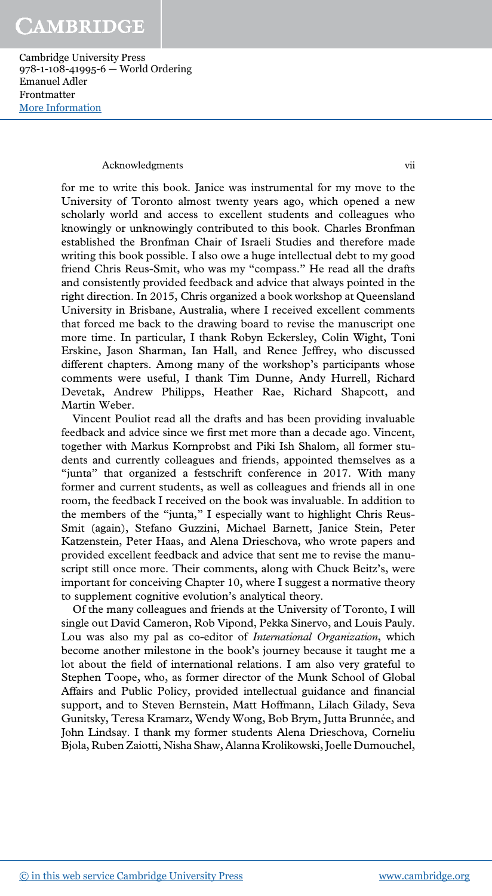for me to write this book. Janice was instrumental for my move to the University of Toronto almost twenty years ago, which opened a new scholarly world and access to excellent students and colleagues who knowingly or unknowingly contributed to this book. Charles Bronfman established the Bronfman Chair of Israeli Studies and therefore made writing this book possible. I also owe a huge intellectual debt to my good friend Chris Reus-Smit, who was my "compass." He read all the drafts and consistently provided feedback and advice that always pointed in the right direction. In 2015, Chris organized a book workshop at Queensland University in Brisbane, Australia, where I received excellent comments that forced me back to the drawing board to revise the manuscript one more time. In particular, I thank Robyn Eckersley, Colin Wight, Toni Erskine, Jason Sharman, Ian Hall, and Renee Jeffrey, who discussed different chapters. Among many of the workshop's participants whose comments were useful, I thank Tim Dunne, Andy Hurrell, Richard Devetak, Andrew Philipps, Heather Rae, Richard Shapcott, and Martin Weber.

Vincent Pouliot read all the drafts and has been providing invaluable feedback and advice since we first met more than a decade ago. Vincent, together with Markus Kornprobst and Piki Ish Shalom, all former students and currently colleagues and friends, appointed themselves as a "junta" that organized a festschrift conference in 2017. With many former and current students, as well as colleagues and friends all in one room, the feedback I received on the book was invaluable. In addition to the members of the "junta," I especially want to highlight Chris Reus-Smit (again), Stefano Guzzini, Michael Barnett, Janice Stein, Peter Katzenstein, Peter Haas, and Alena Drieschova, who wrote papers and provided excellent feedback and advice that sent me to revise the manuscript still once more. Their comments, along with Chuck Beitz's, were important for conceiving Chapter 10, where I suggest a normative theory to supplement cognitive evolution's analytical theory.

Of the many colleagues and friends at the University of Toronto, I will single out David Cameron, Rob Vipond, Pekka Sinervo, and Louis Pauly. Lou was also my pal as co-editor of *International Organization*, which become another milestone in the book's journey because it taught me a lot about the field of international relations. I am also very grateful to Stephen Toope, who, as former director of the Munk School of Global Affairs and Public Policy, provided intellectual guidance and financial support, and to Steven Bernstein, Matt Hoffmann, Lilach Gilady, Seva Gunitsky, Teresa Kramarz, Wendy Wong, Bob Brym, Jutta Brunnée, and John Lindsay. I thank my former students Alena Drieschova, Corneliu Bjola, Ruben Zaiotti, Nisha Shaw, Alanna Krolikowski, Joelle Dumouchel,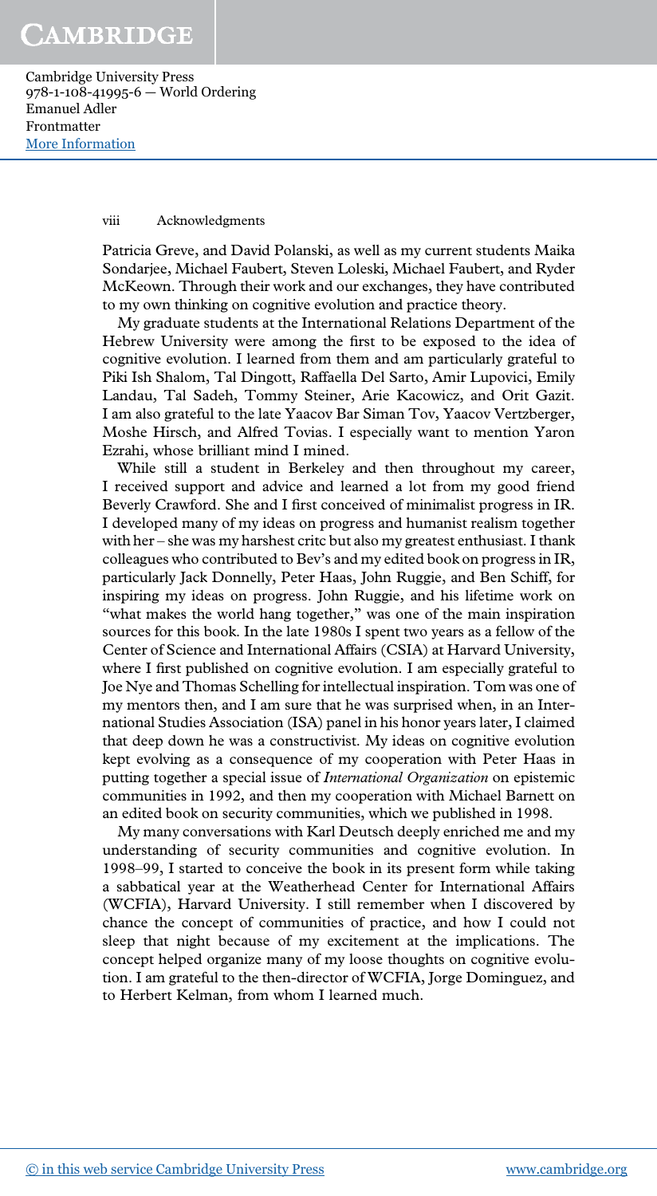Patricia Greve, and David Polanski, as well as my current students Maika Sondarjee, Michael Faubert, Steven Loleski, Michael Faubert, and Ryder McKeown. Through their work and our exchanges, they have contributed to my own thinking on cognitive evolution and practice theory.

My graduate students at the International Relations Department of the Hebrew University were among the first to be exposed to the idea of cognitive evolution. I learned from them and am particularly grateful to Piki Ish Shalom, Tal Dingott, Raffaella Del Sarto, Amir Lupovici, Emily Landau, Tal Sadeh, Tommy Steiner, Arie Kacowicz, and Orit Gazit. I am also grateful to the late Yaacov Bar Siman Tov, Yaacov Vertzberger, Moshe Hirsch, and Alfred Tovias. I especially want to mention Yaron Ezrahi, whose brilliant mind I mined.

While still a student in Berkeley and then throughout my career, I received support and advice and learned a lot from my good friend Beverly Crawford. She and I first conceived of minimalist progress in IR. I developed many of my ideas on progress and humanist realism together with her – she was my harshest critc but also my greatest enthusiast. I thank colleagues who contributed to Bev's and my edited book on progress in IR, particularly Jack Donnelly, Peter Haas, John Ruggie, and Ben Schiff, for inspiring my ideas on progress. John Ruggie, and his lifetime work on "what makes the world hang together," was one of the main inspiration sources for this book. In the late 1980s I spent two years as a fellow of the Center of Science and International Affairs (CSIA) at Harvard University, where I first published on cognitive evolution. I am especially grateful to Joe Nye and Thomas Schelling for intellectual inspiration. Tom was one of my mentors then, and I am sure that he was surprised when, in an International Studies Association (ISA) panel in his honor years later, I claimed that deep down he was a constructivist. My ideas on cognitive evolution kept evolving as a consequence of my cooperation with Peter Haas in putting together a special issue of *International Organization* on epistemic communities in 1992, and then my cooperation with Michael Barnett on an edited book on security communities, which we published in 1998.

My many conversations with Karl Deutsch deeply enriched me and my understanding of security communities and cognitive evolution. In 1998–99, I started to conceive the book in its present form while taking a sabbatical year at the Weatherhead Center for International Affairs (WCFIA), Harvard University. I still remember when I discovered by chance the concept of communities of practice, and how I could not sleep that night because of my excitement at the implications. The concept helped organize many of my loose thoughts on cognitive evolution. I am grateful to the then-director of WCFIA, Jorge Dominguez, and to Herbert Kelman, from whom I learned much.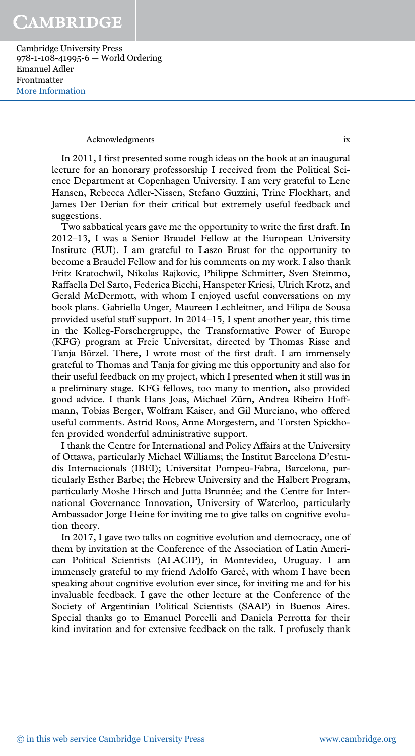In 2011, I first presented some rough ideas on the book at an inaugural lecture for an honorary professorship I received from the Political Science Department at Copenhagen University. I am very grateful to Lene Hansen, Rebecca Adler-Nissen, Stefano Guzzini, Trine Flockhart, and James Der Derian for their critical but extremely useful feedback and suggestions.

Two sabbatical years gave me the opportunity to write the first draft. In 2012–13, I was a Senior Braudel Fellow at the European University Institute (EUI). I am grateful to Laszo Brust for the opportunity to become a Braudel Fellow and for his comments on my work. I also thank Fritz Kratochwil, Nikolas Rajkovic, Philippe Schmitter, Sven Steinmo, Raffaella Del Sarto, Federica Bicchi, Hanspeter Kriesi, Ulrich Krotz, and Gerald McDermott, with whom I enjoyed useful conversations on my book plans. Gabriella Unger, Maureen Lechleitner, and Filipa de Sousa provided useful staff support. In 2014–15, I spent another year, this time in the Kolleg-Forschergruppe, the Transformative Power of Europe (KFG) program at Freie Universitat, directed by Thomas Risse and Tanja Börzel. There, I wrote most of the first draft. I am immensely grateful to Thomas and Tanja for giving me this opportunity and also for their useful feedback on my project, which I presented when it still was in a preliminary stage. KFG fellows, too many to mention, also provided good advice. I thank Hans Joas, Michael Zürn, Andrea Ribeiro Hoffmann, Tobias Berger, Wolfram Kaiser, and Gil Murciano, who offered useful comments. Astrid Roos, Anne Morgestern, and Torsten Spickhofen provided wonderful administrative support.

I thank the Centre for International and Policy Affairs at the University of Ottawa, particularly Michael Williams; the Institut Barcelona D'estudis Internacionals (IBEI); Universitat Pompeu-Fabra, Barcelona, particularly Esther Barbe; the Hebrew University and the Halbert Program, particularly Moshe Hirsch and Jutta Brunnée; and the Centre for International Governance Innovation, University of Waterloo, particularly Ambassador Jorge Heine for inviting me to give talks on cognitive evolution theory.

In 2017, I gave two talks on cognitive evolution and democracy, one of them by invitation at the Conference of the Association of Latin American Political Scientists (ALACIP), in Montevideo, Uruguay. I am immensely grateful to my friend Adolfo Garcé, with whom I have been speaking about cognitive evolution ever since, for inviting me and for his invaluable feedback. I gave the other lecture at the Conference of the Society of Argentinian Political Scientists (SAAP) in Buenos Aires. Special thanks go to Emanuel Porcelli and Daniela Perrotta for their kind invitation and for extensive feedback on the talk. I profusely thank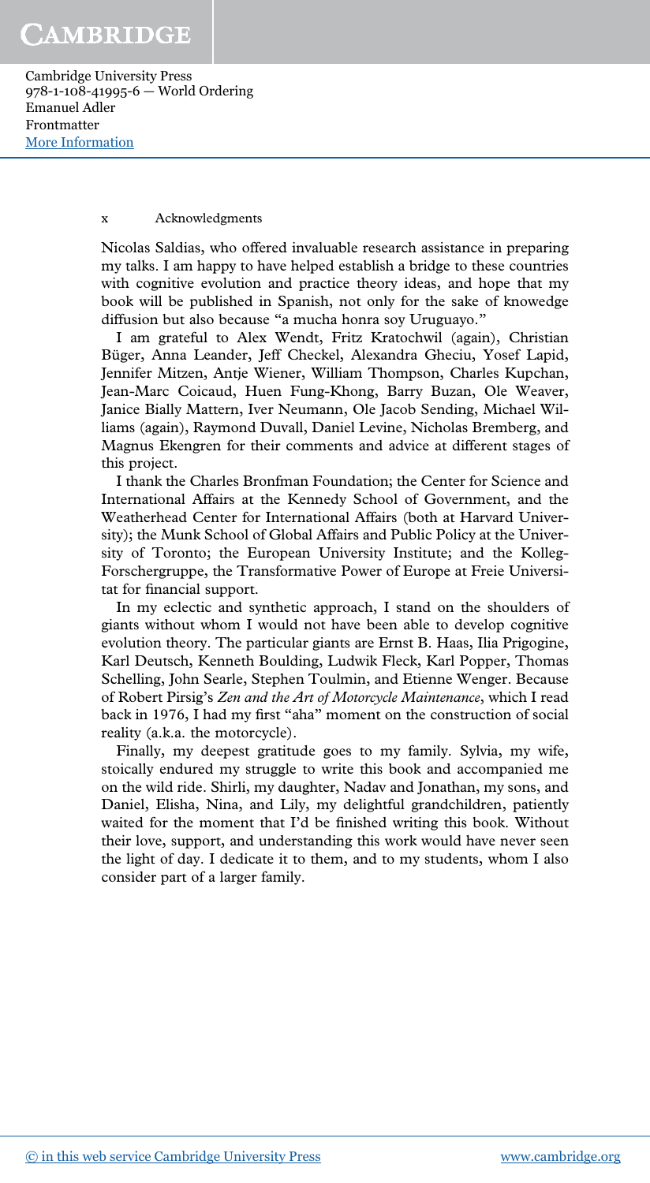Nicolas Saldias, who offered invaluable research assistance in preparing my talks. I am happy to have helped establish a bridge to these countries with cognitive evolution and practice theory ideas, and hope that my book will be published in Spanish, not only for the sake of knowedge diffusion but also because "a mucha honra soy Uruguayo."

I am grateful to Alex Wendt, Fritz Kratochwil (again), Christian Büger, Anna Leander, Jeff Checkel, Alexandra Gheciu, Yosef Lapid, Jennifer Mitzen, Antje Wiener, William Thompson, Charles Kupchan, Jean-Marc Coicaud, Huen Fung-Khong, Barry Buzan, Ole Weaver, Janice Bially Mattern, Iver Neumann, Ole Jacob Sending, Michael Williams (again), Raymond Duvall, Daniel Levine, Nicholas Bremberg, and Magnus Ekengren for their comments and advice at different stages of this project.

I thank the Charles Bronfman Foundation; the Center for Science and International Affairs at the Kennedy School of Government, and the Weatherhead Center for International Affairs (both at Harvard University); the Munk School of Global Affairs and Public Policy at the University of Toronto; the European University Institute; and the Kolleg-Forschergruppe, the Transformative Power of Europe at Freie Universitat for financial support.

In my eclectic and synthetic approach, I stand on the shoulders of giants without whom I would not have been able to develop cognitive evolution theory. The particular giants are Ernst B. Haas, Ilia Prigogine, Karl Deutsch, Kenneth Boulding, Ludwik Fleck, Karl Popper, Thomas Schelling, John Searle, Stephen Toulmin, and Etienne Wenger. Because of Robert Pirsig's *Zen and the Art of Motorcycle Maintenance*, which I read back in 1976, I had my first "aha" moment on the construction of social reality (a.k.a. the motorcycle).

Finally, my deepest gratitude goes to my family. Sylvia, my wife, stoically endured my struggle to write this book and accompanied me on the wild ride. Shirli, my daughter, Nadav and Jonathan, my sons, and Daniel, Elisha, Nina, and Lily, my delightful grandchildren, patiently waited for the moment that I'd be finished writing this book. Without their love, support, and understanding this work would have never seen the light of day. I dedicate it to them, and to my students, whom I also consider part of a larger family.